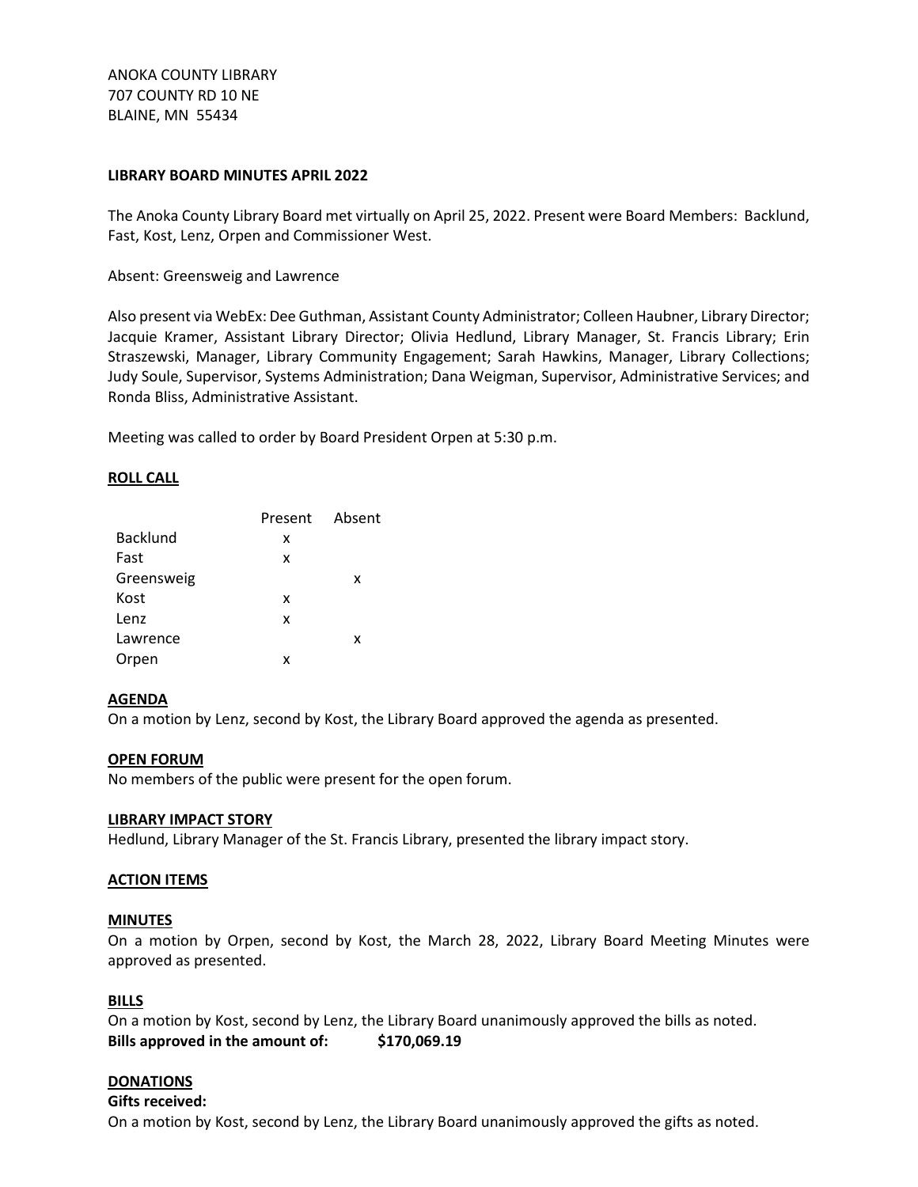ANOKA COUNTY LIBRARY
707 COUNTY RD 10 NE
BLAINE, MN 55434

**LIBRARY BOARD MINUTES APRIL 2022**

The Anoka County Library Board met virtually on April 25, 2022. Present were Board Members: Backlund, Fast, Kost, Lenz, Orpen and Commissioner West.

Absent: Greensweig and Lawrence

Also present via WebEx: Dee Guthman, Assistant County Administrator; Colleen Haubner, Library Director; Jacquie Kramer, Assistant Library Director; Olivia Hedlund, Library Manager, St. Francis Library; Erin Straszewski, Manager, Library Community Engagement; Sarah Hawkins, Manager, Library Collections; Judy Soule, Supervisor, Systems Administration; Dana Weigman, Supervisor, Administrative Services; and Ronda Bliss, Administrative Assistant.

Meeting was called to order by Board President Orpen at 5:30 p.m.

## ROLL CALL

| | Present | Absent |
|---|---|---|
| Backlund | x | |
| Fast | x | |
| Greensweig | | x |
| Kost | x | |
| Lenz | x | |
| Lawrence | | x |
| Orpen | x | |

## AGENDA

On a motion by Lenz, second by Kost, the Library Board approved the agenda as presented.

## OPEN FORUM

No members of the public were present for the open forum.

## LIBRARY IMPACT STORY

Hedlund, Library Manager of the St. Francis Library, presented the library impact story.

## ACTION ITEMS

## MINUTES

On a motion by Orpen, second by Kost, the March 28, 2022, Library Board Meeting Minutes were approved as presented.

## BILLS

On a motion by Kost, second by Lenz, the Library Board unanimously approved the bills as noted.
**Bills approved in the amount of: $170,069.19**

## DONATIONS

**Gifts received:**
On a motion by Kost, second by Lenz, the Library Board unanimously approved the gifts as noted.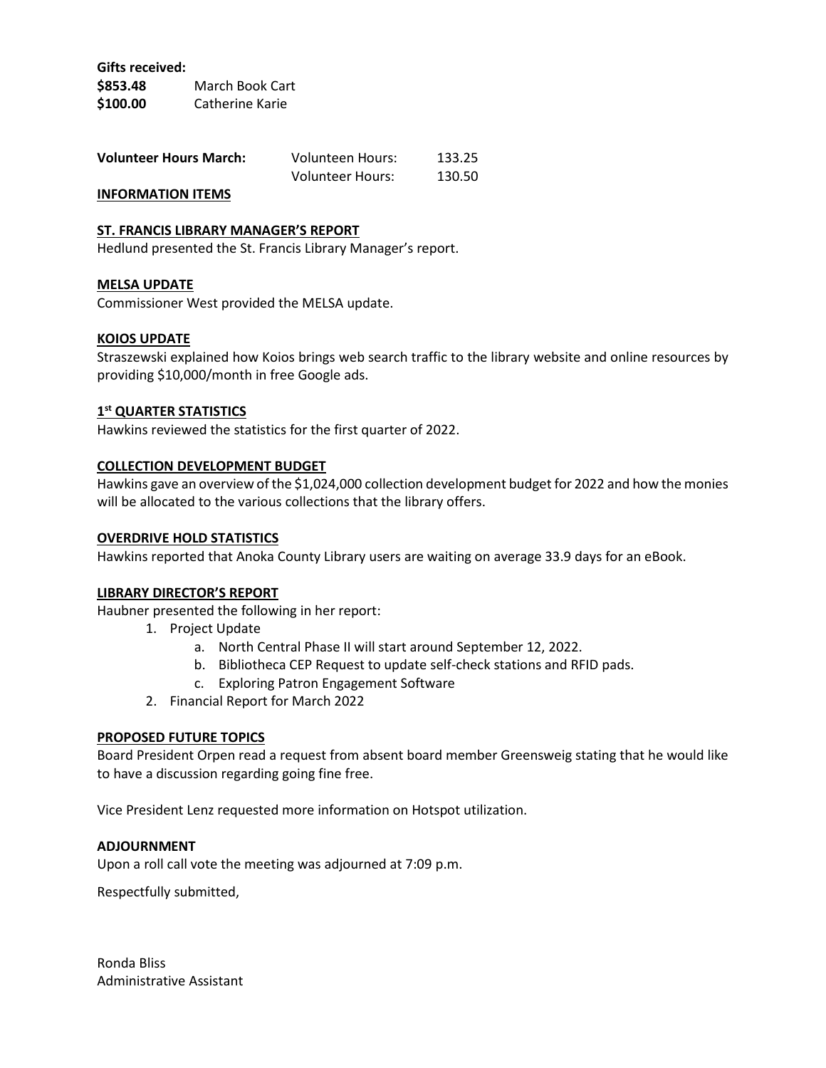**Gifts received:**

| | |
|---|---|
| **$853.48** | March Book Cart |
| **$100.00** | Catherine Karie |

| | | |
|---|---|---|
| **Volunteer Hours March:** | Volunteen Hours: | 133.25 |
| | Volunteer Hours: | 130.50 |

**INFORMATION ITEMS**

**ST. FRANCIS LIBRARY MANAGER'S REPORT**

Hedlund presented the St. Francis Library Manager's report.

**MELSA UPDATE**

Commissioner West provided the MELSA update.

**KOIOS UPDATE**

Straszewski explained how Koios brings web search traffic to the library website and online resources by providing $10,000/month in free Google ads.

**1st QUARTER STATISTICS**

Hawkins reviewed the statistics for the first quarter of 2022.

**COLLECTION DEVELOPMENT BUDGET**

Hawkins gave an overview of the $1,024,000 collection development budget for 2022 and how the monies will be allocated to the various collections that the library offers.

**OVERDRIVE HOLD STATISTICS**

Hawkins reported that Anoka County Library users are waiting on average 33.9 days for an eBook.

**LIBRARY DIRECTOR'S REPORT**

Haubner presented the following in her report:

1. Project Update
   a. North Central Phase II will start around September 12, 2022.
   b. Bibliotheca CEP Request to update self-check stations and RFID pads.
   c. Exploring Patron Engagement Software
2. Financial Report for March 2022

**PROPOSED FUTURE TOPICS**

Board President Orpen read a request from absent board member Greensweig stating that he would like to have a discussion regarding going fine free.

Vice President Lenz requested more information on Hotspot utilization.

**ADJOURNMENT**

Upon a roll call vote the meeting was adjourned at 7:09 p.m.

Respectfully submitted,

Ronda Bliss
Administrative Assistant